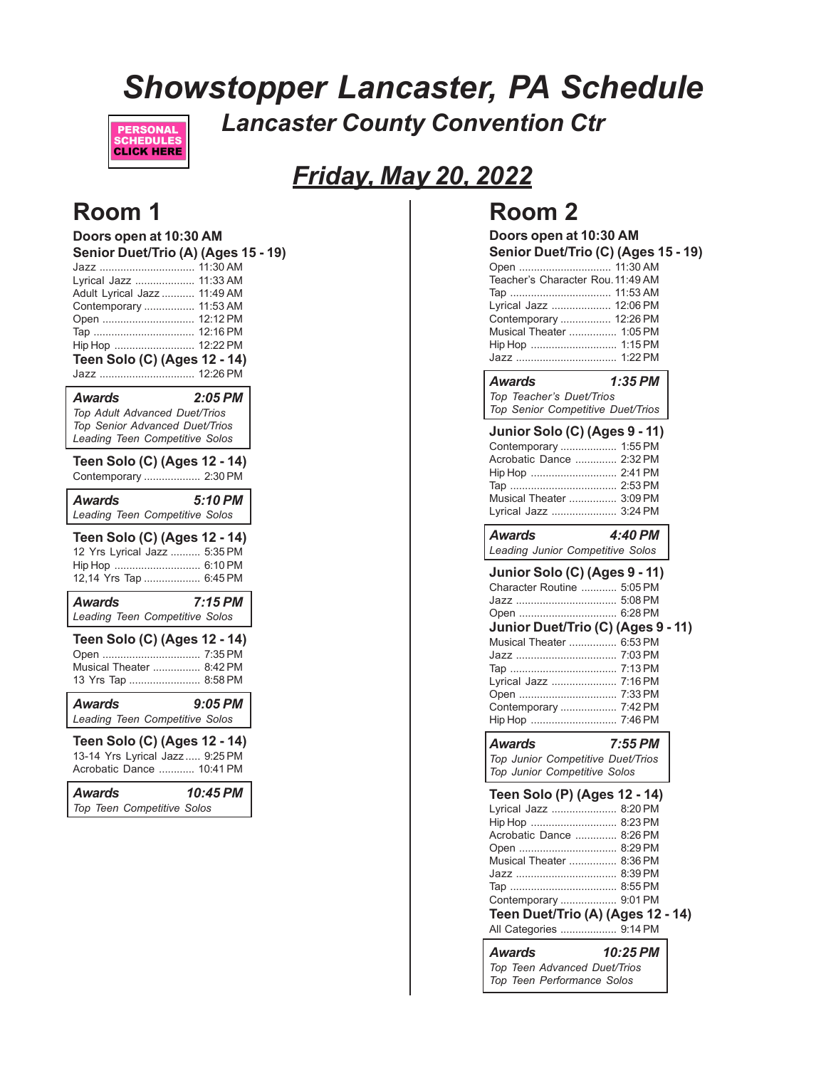# Showstopper Lancaster, PA Schedule

## Lancaster County Convention Ctr

PERSONAL SCHEDULES CLICK HERE

## Friday, May 20, 2022

## Room 1

**Doors open at 10:30 AM**

### Senior Duet/Trio (A) (Ages 15 - 19)

Jazz ................................ 11:30 AM
Lyrical Jazz .................... 11:33 AM
Adult Lyrical Jazz ........... 11:49 AM
Contemporary ................. 11:53 AM
Open ............................... 12:12 PM
Tap .................................. 12:16 PM
Hip Hop ........................... 12:22 PM

### Teen Solo (C) (Ages 12 - 14)

Jazz ................................ 12:26 PM

***Awards 2:05 PM***
*Top Adult Advanced Duet/Trios*
*Top Senior Advanced Duet/Trios*
*Leading Teen Competitive Solos*

### Teen Solo (C) (Ages 12 - 14)

Contemporary ................... 2:30 PM

***Awards 5:10 PM***
*Leading Teen Competitive Solos*

### Teen Solo (C) (Ages 12 - 14)

12 Yrs Lyrical Jazz .......... 5:35 PM
Hip Hop ............................. 6:10 PM
12,14 Yrs Tap ................... 6:45 PM

***Awards 7:15 PM***
*Leading Teen Competitive Solos*

### Teen Solo (C) (Ages 12 - 14)

Open ................................. 7:35 PM
Musical Theater ................ 8:42 PM
13 Yrs Tap ........................ 8:58 PM

***Awards 9:05 PM***
*Leading Teen Competitive Solos*

### Teen Solo (C) (Ages 12 - 14)

13-14 Yrs Lyrical Jazz ..... 9:25 PM
Acrobatic Dance ............ 10:41 PM

***Awards 10:45 PM***
*Top Teen Competitive Solos*

## Room 2

**Doors open at 10:30 AM**

### Senior Duet/Trio (C) (Ages 15 - 19)

Open ............................... 11:30 AM
Teacher's Character Rou. 11:49 AM
Tap .................................. 11:53 AM
Lyrical Jazz .................... 12:06 PM
Contemporary ................. 12:26 PM
Musical Theater ................ 1:05 PM
Hip Hop ............................. 1:15 PM
Jazz .................................. 1:22 PM

***Awards 1:35 PM***
*Top Teacher's Duet/Trios*
*Top Senior Competitive Duet/Trios*

### Junior Solo (C) (Ages 9 - 11)

Contemporary ................... 1:55 PM
Acrobatic Dance .............. 2:32 PM
Hip Hop ............................. 2:41 PM
Tap .................................... 2:53 PM
Musical Theater ................ 3:09 PM
Lyrical Jazz ...................... 3:24 PM

***Awards 4:40 PM***
*Leading Junior Competitive Solos*

### Junior Solo (C) (Ages 9 - 11)

Character Routine ............ 5:05 PM
Jazz .................................. 5:08 PM
Open ................................. 6:28 PM

### Junior Duet/Trio (C) (Ages 9 - 11)

Musical Theater ................ 6:53 PM
Jazz .................................. 7:03 PM
Tap .................................... 7:13 PM
Lyrical Jazz ...................... 7:16 PM
Open ................................. 7:33 PM
Contemporary ................... 7:42 PM
Hip Hop ............................. 7:46 PM

***Awards 7:55 PM***
*Top Junior Competitive Duet/Trios*
*Top Junior Competitive Solos*

### Teen Solo (P) (Ages 12 - 14)

Lyrical Jazz ...................... 8:20 PM
Hip Hop ............................. 8:23 PM
Acrobatic Dance .............. 8:26 PM
Open ................................. 8:29 PM
Musical Theater ................ 8:36 PM
Jazz .................................. 8:39 PM
Tap .................................... 8:55 PM
Contemporary ................... 9:01 PM

### Teen Duet/Trio (A) (Ages 12 - 14)

All Categories ................... 9:14 PM

***Awards 10:25 PM***
*Top Teen Advanced Duet/Trios*
*Top Teen Performance Solos*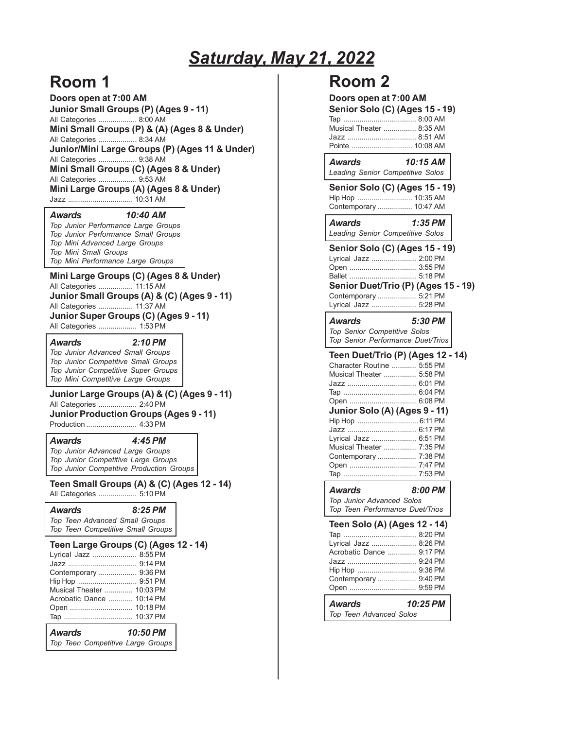# Saturday, May 21, 2022

## Room 1

**Doors open at 7:00 AM**

**Junior Small Groups (P) (Ages 9 - 11)**

All Categories .................. 8:00 AM

**Mini Small Groups (P) & (A) (Ages 8 & Under)**

All Categories .................. 8:34 AM

**Junior/Mini Large Groups (P) (Ages 11 & Under)**

All Categories .................. 9:38 AM

**Mini Small Groups (C) (Ages 8 & Under)**

All Categories .................. 9:53 AM

**Mini Large Groups (A) (Ages 8 & Under)**

Jazz ................................ 10:31 AM

***Awards 10:40 AM***

*Top Junior Performance Large Groups*
*Top Junior Performance Small Groups*
*Top Mini Advanced Large Groups*
*Top Mini Small Groups*
*Top Mini Performance Large Groups*

**Mini Large Groups (C) (Ages 8 & Under)**

All Categories ................. 11:15 AM

**Junior Small Groups (A) & (C) (Ages 9 - 11)**

All Categories ................. 11:37 AM

**Junior Super Groups (C) (Ages 9 - 11)**

All Categories .................. 1:53 PM

***Awards 2:10 PM***

*Top Junior Advanced Small Groups*
*Top Junior Competitive Small Groups*
*Top Junior Competitive Super Groups*
*Top Mini Competitive Large Groups*

**Junior Large Groups (A) & (C) (Ages 9 - 11)**

All Categories .................. 2:40 PM

**Junior Production Groups (Ages 9 - 11)**

Production ......................... 4:33 PM

***Awards 4:45 PM***

*Top Junior Advanced Large Groups*
*Top Junior Competitive Large Groups*
*Top Junior Competitive Production Groups*

**Teen Small Groups (A) & (C) (Ages 12 - 14)**

All Categories .................. 5:10 PM

***Awards 8:25 PM***

*Top Teen Advanced Small Groups*
*Top Teen Competitive Small Groups*

**Teen Large Groups (C) (Ages 12 - 14)**

Lyrical Jazz ...................... 8:55 PM
Jazz .................................. 9:14 PM
Contemporary ................... 9:36 PM
Hip Hop ............................. 9:51 PM
Musical Theater .............. 10:03 PM
Acrobatic Dance ............ 10:14 PM
Open ............................... 10:18 PM
Tap .................................. 10:37 PM

***Awards 10:50 PM***

*Top Teen Competitive Large Groups*

## Room 2

**Doors open at 7:00 AM**

**Senior Solo (C) (Ages 15 - 19)**

Tap .................................... 8:00 AM
Musical Theater ................ 8:35 AM
Jazz .................................. 8:51 AM
Pointe .............................. 10:08 AM

***Awards 10:15 AM***

*Leading Senior Competitive Solos*

**Senior Solo (C) (Ages 15 - 19)**

Hip Hop ........................... 10:35 AM
Contemporary ................. 10:47 AM

***Awards 1:35 PM***

*Leading Senior Competitive Solos*

**Senior Solo (C) (Ages 15 - 19)**

Lyrical Jazz ...................... 2:00 PM
Open ................................. 3:55 PM
Ballet ................................. 5:18 PM

**Senior Duet/Trio (P) (Ages 15 - 19)**

Contemporary ................... 5:21 PM
Lyrical Jazz ...................... 5:28 PM

***Awards 5:30 PM***

*Top Senior Competitive Solos*
*Top Senior Performance Duet/Trios*

**Teen Duet/Trio (P) (Ages 12 - 14)**

Character Routine ............ 5:55 PM
Musical Theater ................ 5:58 PM
Jazz .................................. 6:01 PM
Tap .................................... 6:04 PM
Open ................................. 6:08 PM

**Junior Solo (A) (Ages 9 - 11)**

Hip Hop .............................. 6:11 PM
Jazz .................................. 6:17 PM
Lyrical Jazz ...................... 6:51 PM
Musical Theater ................ 7:35 PM
Contemporary ................... 7:38 PM
Open ................................. 7:47 PM
Tap .................................... 7:53 PM

***Awards 8:00 PM***

*Top Junior Advanced Solos*
*Top Teen Performance Duet/Trios*

**Teen Solo (A) (Ages 12 - 14)**

Tap .................................... 8:20 PM
Lyrical Jazz ...................... 8:26 PM
Acrobatic Dance .............. 9:17 PM
Jazz .................................. 9:24 PM
Hip Hop ............................. 9:36 PM
Contemporary ................... 9:40 PM
Open ................................. 9:59 PM

***Awards 10:25 PM***

*Top Teen Advanced Solos*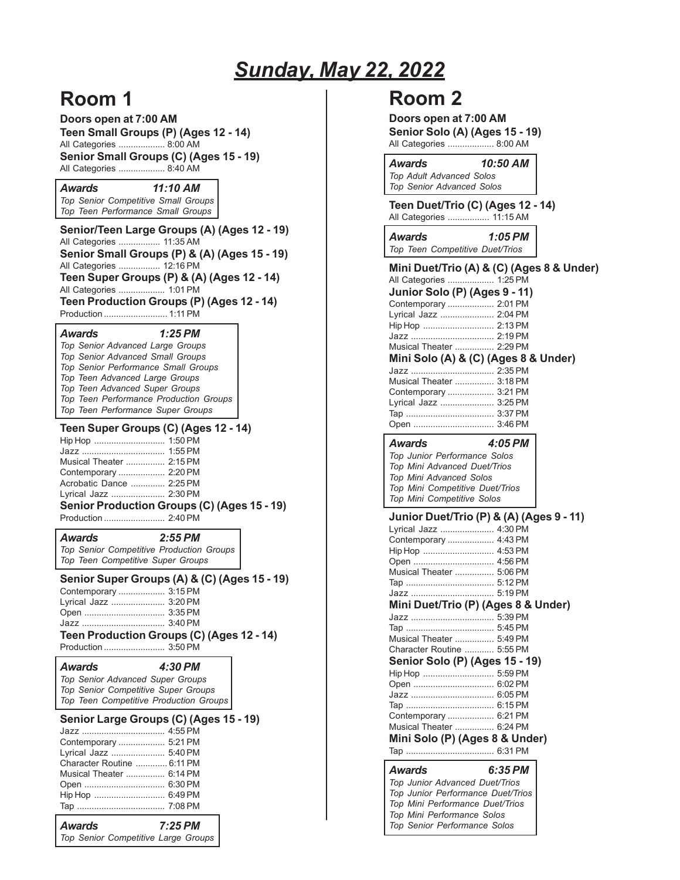# *Sunday, May 22, 2022*

## Room 1

**Doors open at 7:00 AM**

**Teen Small Groups (P) (Ages 12 - 14)**
All Categories ................... 8:00 AM

**Senior Small Groups (C) (Ages 15 - 19)**
All Categories ................... 8:40 AM

***Awards 11:10 AM***
*Top Senior Competitive Small Groups*
*Top Teen Performance Small Groups*

**Senior/Teen Large Groups (A) (Ages 12 - 19)**
All Categories ................. 11:35 AM

**Senior Small Groups (P) & (A) (Ages 15 - 19)**
All Categories ................. 12:16 PM

**Teen Super Groups (P) & (A) (Ages 12 - 14)**
All Categories ................... 1:01 PM

**Teen Production Groups (P) (Ages 12 - 14)**
Production .......................... 1:11 PM

***Awards 1:25 PM***
*Top Senior Advanced Large Groups*
*Top Senior Advanced Small Groups*
*Top Senior Performance Small Groups*
*Top Teen Advanced Large Groups*
*Top Teen Advanced Super Groups*
*Top Teen Performance Production Groups*
*Top Teen Performance Super Groups*

**Teen Super Groups (C) (Ages 12 - 14)**
Hip Hop ............................ 1:50 PM
Jazz ................................. 1:55 PM
Musical Theater ................ 2:15 PM
Contemporary ................... 2:20 PM
Acrobatic Dance .............. 2:25 PM
Lyrical Jazz ...................... 2:30 PM

**Senior Production Groups (C) (Ages 15 - 19)**
Production ......................... 2:40 PM

***Awards 2:55 PM***
*Top Senior Competitive Production Groups*
*Top Teen Competitive Super Groups*

**Senior Super Groups (A) & (C) (Ages 15 - 19)**
Contemporary ................... 3:15 PM
Lyrical Jazz ...................... 3:20 PM
Open ................................ 3:35 PM
Jazz ................................. 3:40 PM

**Teen Production Groups (C) (Ages 12 - 14)**
Production ......................... 3:50 PM

***Awards 4:30 PM***
*Top Senior Advanced Super Groups*
*Top Senior Competitive Super Groups*
*Top Teen Competitive Production Groups*

**Senior Large Groups (C) (Ages 15 - 19)**
Jazz ................................. 4:55 PM
Contemporary ................... 5:21 PM
Lyrical Jazz ...................... 5:40 PM
Character Routine ............. 6:11 PM
Musical Theater ................ 6:14 PM
Open ................................ 6:30 PM
Hip Hop ............................ 6:49 PM
Tap ................................... 7:08 PM

***Awards 7:25 PM***
*Top Senior Competitive Large Groups*

## Room 2

**Doors open at 7:00 AM**

**Senior Solo (A) (Ages 15 - 19)**
All Categories ................... 8:00 AM

***Awards 10:50 AM***
*Top Adult Advanced Solos*
*Top Senior Advanced Solos*

**Teen Duet/Trio (C) (Ages 12 - 14)**
All Categories ................. 11:15 AM

***Awards 1:05 PM***
*Top Teen Competitive Duet/Trios*

**Mini Duet/Trio (A) & (C) (Ages 8 & Under)**
All Categories ................... 1:25 PM

**Junior Solo (P) (Ages 9 - 11)**
Contemporary ................... 2:01 PM
Lyrical Jazz ...................... 2:04 PM
Hip Hop ............................ 2:13 PM
Jazz ................................. 2:19 PM
Musical Theater ................ 2:29 PM

**Mini Solo (A) & (C) (Ages 8 & Under)**
Jazz ................................. 2:35 PM
Musical Theater ................ 3:18 PM
Contemporary ................... 3:21 PM
Lyrical Jazz ...................... 3:25 PM
Tap ................................... 3:37 PM
Open ................................ 3:46 PM

***Awards 4:05 PM***
*Top Junior Performance Solos*
*Top Mini Advanced Duet/Trios*
*Top Mini Advanced Solos*
*Top Mini Competitive Duet/Trios*
*Top Mini Competitive Solos*

**Junior Duet/Trio (P) & (A) (Ages 9 - 11)**
Lyrical Jazz ...................... 4:30 PM
Contemporary ................... 4:43 PM
Hip Hop ............................ 4:53 PM
Open ................................ 4:56 PM
Musical Theater ................ 5:06 PM
Tap ................................... 5:12 PM
Jazz ................................. 5:19 PM

**Mini Duet/Trio (P) (Ages 8 & Under)**
Jazz ................................. 5:39 PM
Tap ................................... 5:45 PM
Musical Theater ................ 5:49 PM
Character Routine ............ 5:55 PM

**Senior Solo (P) (Ages 15 - 19)**
Hip Hop ............................ 5:59 PM
Open ................................ 6:02 PM
Jazz ................................. 6:05 PM
Tap ................................... 6:15 PM
Contemporary ................... 6:21 PM
Musical Theater ................ 6:24 PM

**Mini Solo (P) (Ages 8 & Under)**
Tap ................................... 6:31 PM

***Awards 6:35 PM***
*Top Junior Advanced Duet/Trios*
*Top Junior Performance Duet/Trios*
*Top Mini Performance Duet/Trios*
*Top Mini Performance Solos*
*Top Senior Performance Solos*